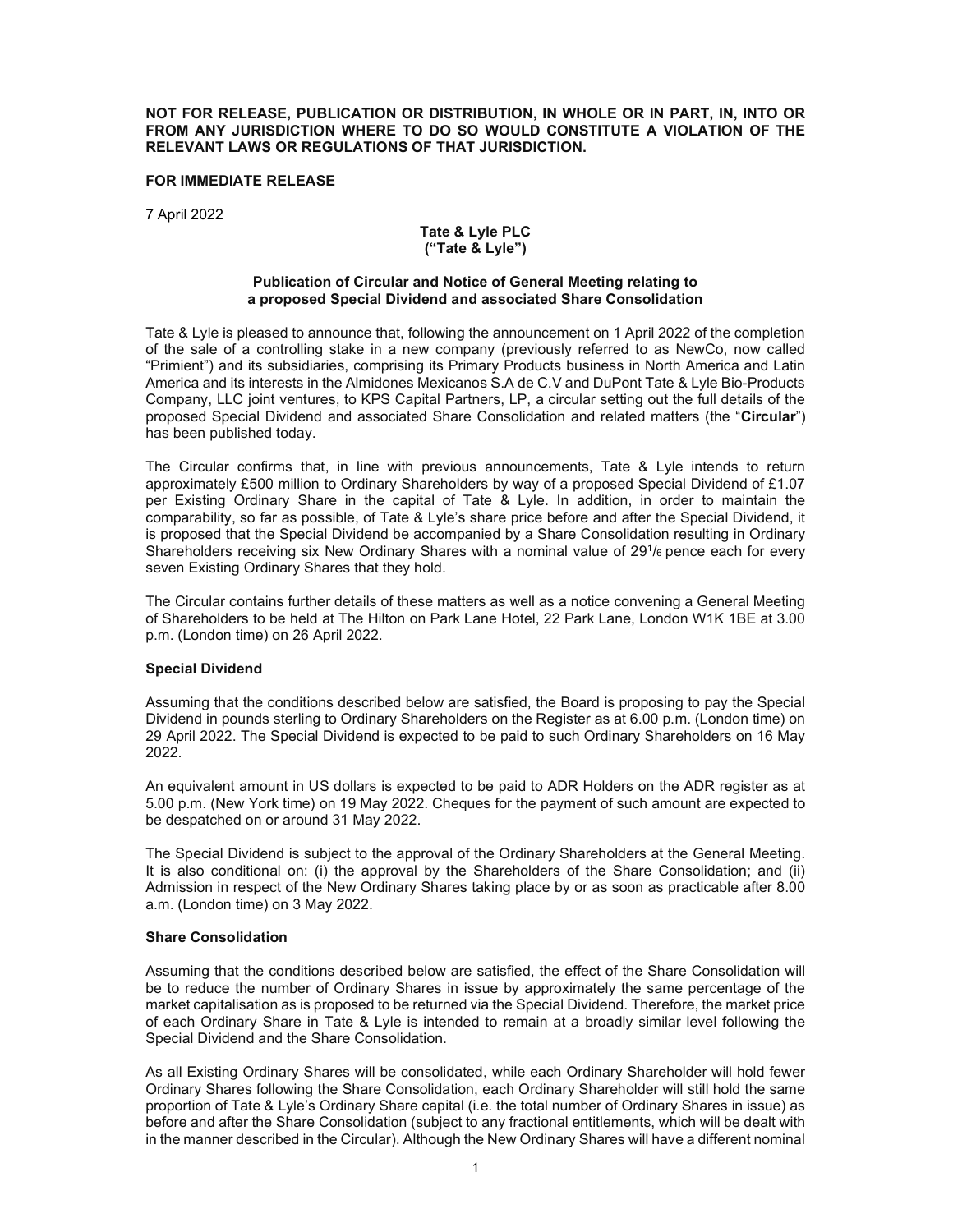**NOT FOR RELEASE, PUBLICATION OR DISTRIBUTION, IN WHOLE OR IN PART, IN, INTO OR FROM ANY JURISDICTION WHERE TO DO SO WOULD CONSTITUTE A VIOLATION OF THE RELEVANT LAWS OR REGULATIONS OF THAT JURISDICTION.**

**FOR IMMEDIATE RELEASE**

7 April 2022

**Tate & Lyle PLC**
**("Tate & Lyle")**

**Publication of Circular and Notice of General Meeting relating to a proposed Special Dividend and associated Share Consolidation**

Tate & Lyle is pleased to announce that, following the announcement on 1 April 2022 of the completion of the sale of a controlling stake in a new company (previously referred to as NewCo, now called "Primient") and its subsidiaries, comprising its Primary Products business in North America and Latin America and its interests in the Almidones Mexicanos S.A de C.V and DuPont Tate & Lyle Bio-Products Company, LLC joint ventures, to KPS Capital Partners, LP, a circular setting out the full details of the proposed Special Dividend and associated Share Consolidation and related matters (the "**Circular**") has been published today.

The Circular confirms that, in line with previous announcements, Tate & Lyle intends to return approximately £500 million to Ordinary Shareholders by way of a proposed Special Dividend of £1.07 per Existing Ordinary Share in the capital of Tate & Lyle. In addition, in order to maintain the comparability, so far as possible, of Tate & Lyle's share price before and after the Special Dividend, it is proposed that the Special Dividend be accompanied by a Share Consolidation resulting in Ordinary Shareholders receiving six New Ordinary Shares with a nominal value of 29 1/6 pence each for every seven Existing Ordinary Shares that they hold.

The Circular contains further details of these matters as well as a notice convening a General Meeting of Shareholders to be held at The Hilton on Park Lane Hotel, 22 Park Lane, London W1K 1BE at 3.00 p.m. (London time) on 26 April 2022.

**Special Dividend**

Assuming that the conditions described below are satisfied, the Board is proposing to pay the Special Dividend in pounds sterling to Ordinary Shareholders on the Register as at 6.00 p.m. (London time) on 29 April 2022. The Special Dividend is expected to be paid to such Ordinary Shareholders on 16 May 2022.

An equivalent amount in US dollars is expected to be paid to ADR Holders on the ADR register as at 5.00 p.m. (New York time) on 19 May 2022. Cheques for the payment of such amount are expected to be despatched on or around 31 May 2022.

The Special Dividend is subject to the approval of the Ordinary Shareholders at the General Meeting. It is also conditional on: (i) the approval by the Shareholders of the Share Consolidation; and (ii) Admission in respect of the New Ordinary Shares taking place by or as soon as practicable after 8.00 a.m. (London time) on 3 May 2022.

**Share Consolidation**

Assuming that the conditions described below are satisfied, the effect of the Share Consolidation will be to reduce the number of Ordinary Shares in issue by approximately the same percentage of the market capitalisation as is proposed to be returned via the Special Dividend. Therefore, the market price of each Ordinary Share in Tate & Lyle is intended to remain at a broadly similar level following the Special Dividend and the Share Consolidation.

As all Existing Ordinary Shares will be consolidated, while each Ordinary Shareholder will hold fewer Ordinary Shares following the Share Consolidation, each Ordinary Shareholder will still hold the same proportion of Tate & Lyle's Ordinary Share capital (i.e. the total number of Ordinary Shares in issue) as before and after the Share Consolidation (subject to any fractional entitlements, which will be dealt with in the manner described in the Circular). Although the New Ordinary Shares will have a different nominal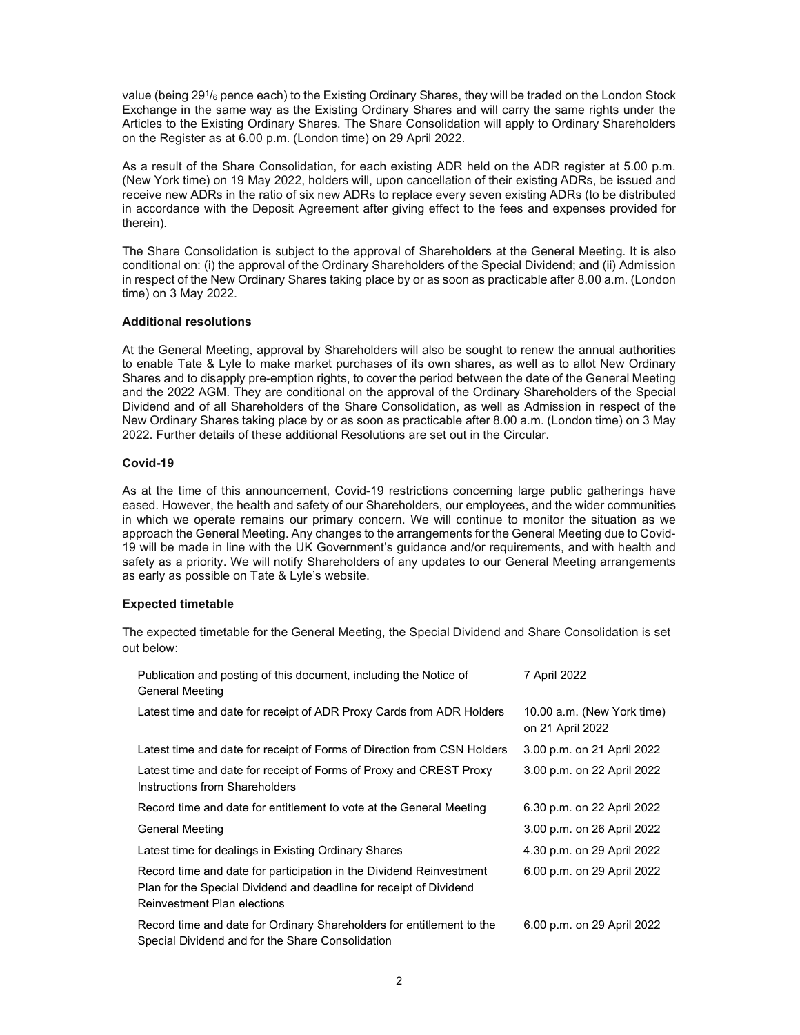value (being 29$^{1}/_{6}$ pence each) to the Existing Ordinary Shares, they will be traded on the London Stock Exchange in the same way as the Existing Ordinary Shares and will carry the same rights under the Articles to the Existing Ordinary Shares. The Share Consolidation will apply to Ordinary Shareholders on the Register as at 6.00 p.m. (London time) on 29 April 2022.

As a result of the Share Consolidation, for each existing ADR held on the ADR register at 5.00 p.m. (New York time) on 19 May 2022, holders will, upon cancellation of their existing ADRs, be issued and receive new ADRs in the ratio of six new ADRs to replace every seven existing ADRs (to be distributed in accordance with the Deposit Agreement after giving effect to the fees and expenses provided for therein).

The Share Consolidation is subject to the approval of Shareholders at the General Meeting. It is also conditional on: (i) the approval of the Ordinary Shareholders of the Special Dividend; and (ii) Admission in respect of the New Ordinary Shares taking place by or as soon as practicable after 8.00 a.m. (London time) on 3 May 2022.

**Additional resolutions**

At the General Meeting, approval by Shareholders will also be sought to renew the annual authorities to enable Tate & Lyle to make market purchases of its own shares, as well as to allot New Ordinary Shares and to disapply pre-emption rights, to cover the period between the date of the General Meeting and the 2022 AGM. They are conditional on the approval of the Ordinary Shareholders of the Special Dividend and of all Shareholders of the Share Consolidation, as well as Admission in respect of the New Ordinary Shares taking place by or as soon as practicable after 8.00 a.m. (London time) on 3 May 2022. Further details of these additional Resolutions are set out in the Circular.

**Covid-19**

As at the time of this announcement, Covid-19 restrictions concerning large public gatherings have eased. However, the health and safety of our Shareholders, our employees, and the wider communities in which we operate remains our primary concern. We will continue to monitor the situation as we approach the General Meeting. Any changes to the arrangements for the General Meeting due to Covid-19 will be made in line with the UK Government's guidance and/or requirements, and with health and safety as a priority. We will notify Shareholders of any updates to our General Meeting arrangements as early as possible on Tate & Lyle's website.

**Expected timetable**

The expected timetable for the General Meeting, the Special Dividend and Share Consolidation is set out below:

| | |
|---|---|
| Publication and posting of this document, including the Notice of General Meeting | 7 April 2022 |
| Latest time and date for receipt of ADR Proxy Cards from ADR Holders | 10.00 a.m. (New York time) on 21 April 2022 |
| Latest time and date for receipt of Forms of Direction from CSN Holders | 3.00 p.m. on 21 April 2022 |
| Latest time and date for receipt of Forms of Proxy and CREST Proxy Instructions from Shareholders | 3.00 p.m. on 22 April 2022 |
| Record time and date for entitlement to vote at the General Meeting | 6.30 p.m. on 22 April 2022 |
| General Meeting | 3.00 p.m. on 26 April 2022 |
| Latest time for dealings in Existing Ordinary Shares | 4.30 p.m. on 29 April 2022 |
| Record time and date for participation in the Dividend Reinvestment Plan for the Special Dividend and deadline for receipt of Dividend Reinvestment Plan elections | 6.00 p.m. on 29 April 2022 |
| Record time and date for Ordinary Shareholders for entitlement to the Special Dividend and for the Share Consolidation | 6.00 p.m. on 29 April 2022 |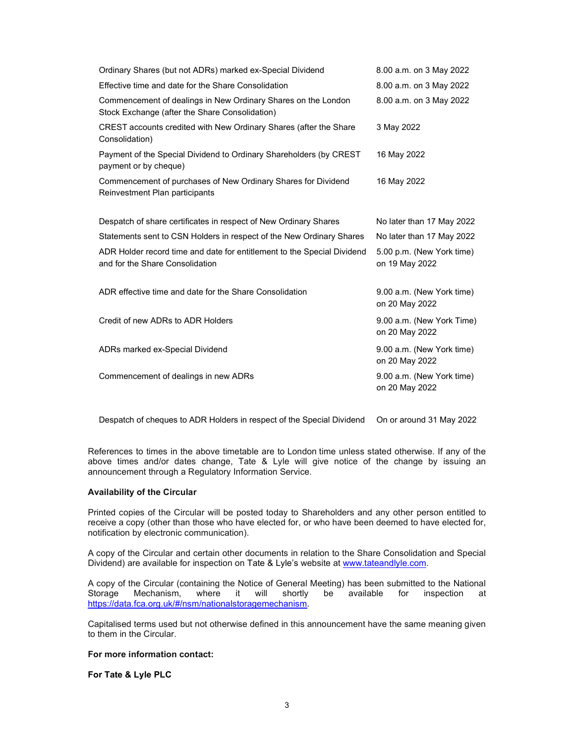| | |
|---|---|
| Ordinary Shares (but not ADRs) marked ex-Special Dividend | 8.00 a.m. on 3 May 2022 |
| Effective time and date for the Share Consolidation | 8.00 a.m. on 3 May 2022 |
| Commencement of dealings in New Ordinary Shares on the London Stock Exchange (after the Share Consolidation) | 8.00 a.m. on 3 May 2022 |
| CREST accounts credited with New Ordinary Shares (after the Share Consolidation) | 3 May 2022 |
| Payment of the Special Dividend to Ordinary Shareholders (by CREST payment or by cheque) | 16 May 2022 |
| Commencement of purchases of New Ordinary Shares for Dividend Reinvestment Plan participants | 16 May 2022 |
| Despatch of share certificates in respect of New Ordinary Shares | No later than 17 May 2022 |
| Statements sent to CSN Holders in respect of the New Ordinary Shares | No later than 17 May 2022 |
| ADR Holder record time and date for entitlement to the Special Dividend and for the Share Consolidation | 5.00 p.m. (New York time) on 19 May 2022 |
| ADR effective time and date for the Share Consolidation | 9.00 a.m. (New York time) on 20 May 2022 |
| Credit of new ADRs to ADR Holders | 9.00 a.m. (New York Time) on 20 May 2022 |
| ADRs marked ex-Special Dividend | 9.00 a.m. (New York time) on 20 May 2022 |
| Commencement of dealings in new ADRs | 9.00 a.m. (New York time) on 20 May 2022 |
| Despatch of cheques to ADR Holders in respect of the Special Dividend | On or around 31 May 2022 |

References to times in the above timetable are to London time unless stated otherwise. If any of the above times and/or dates change, Tate & Lyle will give notice of the change by issuing an announcement through a Regulatory Information Service.

**Availability of the Circular**

Printed copies of the Circular will be posted today to Shareholders and any other person entitled to receive a copy (other than those who have elected for, or who have been deemed to have elected for, notification by electronic communication).

A copy of the Circular and certain other documents in relation to the Share Consolidation and Special Dividend) are available for inspection on Tate & Lyle's website at www.tateandlyle.com.

A copy of the Circular (containing the Notice of General Meeting) has been submitted to the National Storage Mechanism, where it will shortly be available for inspection at https://data.fca.org.uk/#/nsm/nationalstoragemechanism.

Capitalised terms used but not otherwise defined in this announcement have the same meaning given to them in the Circular.

**For more information contact:**

**For Tate & Lyle PLC**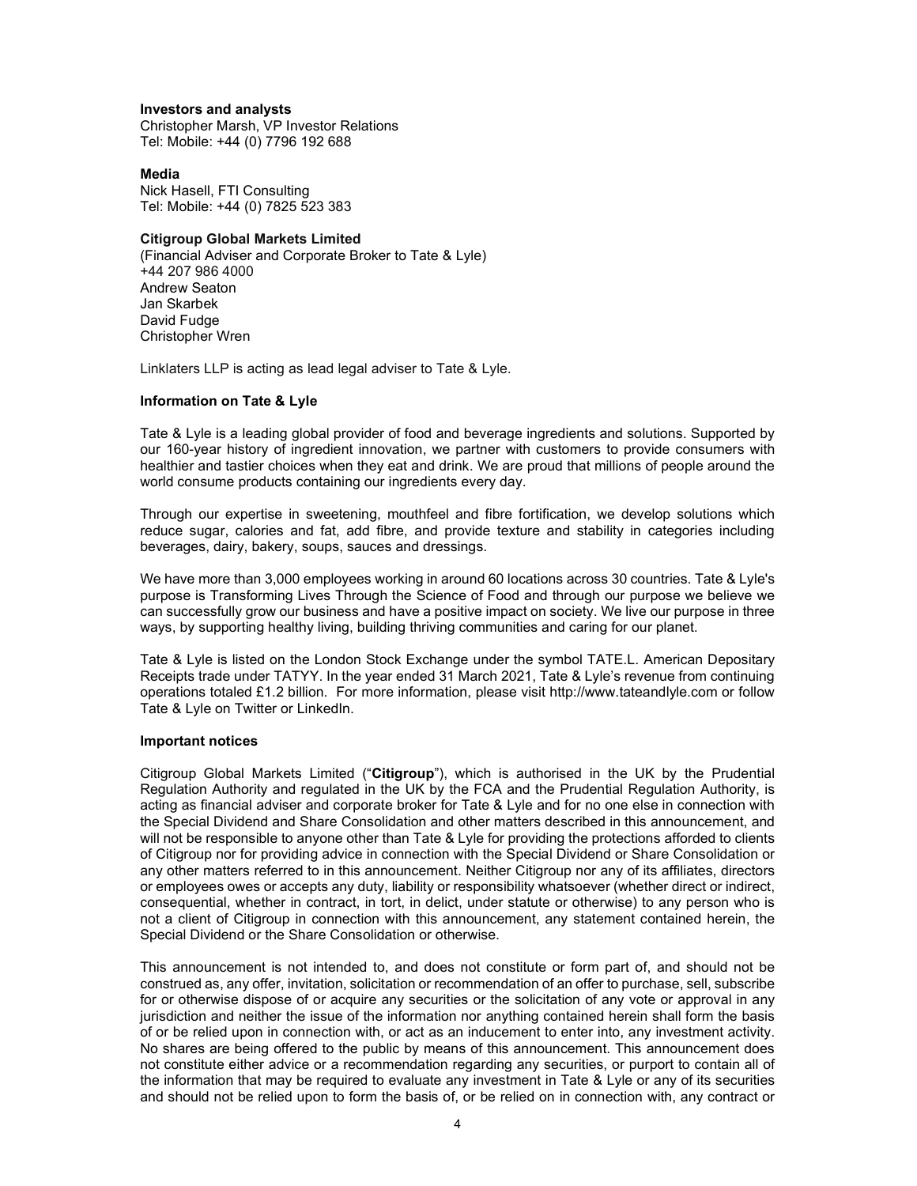**Investors and analysts**
Christopher Marsh, VP Investor Relations
Tel: Mobile: +44 (0) 7796 192 688

**Media**
Nick Hasell, FTI Consulting
Tel: Mobile: +44 (0) 7825 523 383

**Citigroup Global Markets Limited**
(Financial Adviser and Corporate Broker to Tate & Lyle)
+44 207 986 4000
Andrew Seaton
Jan Skarbek
David Fudge
Christopher Wren

Linklaters LLP is acting as lead legal adviser to Tate & Lyle.

**Information on Tate & Lyle**

Tate & Lyle is a leading global provider of food and beverage ingredients and solutions. Supported by our 160-year history of ingredient innovation, we partner with customers to provide consumers with healthier and tastier choices when they eat and drink. We are proud that millions of people around the world consume products containing our ingredients every day.

Through our expertise in sweetening, mouthfeel and fibre fortification, we develop solutions which reduce sugar, calories and fat, add fibre, and provide texture and stability in categories including beverages, dairy, bakery, soups, sauces and dressings.

We have more than 3,000 employees working in around 60 locations across 30 countries. Tate & Lyle's purpose is Transforming Lives Through the Science of Food and through our purpose we believe we can successfully grow our business and have a positive impact on society. We live our purpose in three ways, by supporting healthy living, building thriving communities and caring for our planet.

Tate & Lyle is listed on the London Stock Exchange under the symbol TATE.L. American Depositary Receipts trade under TATYY. In the year ended 31 March 2021, Tate & Lyle's revenue from continuing operations totaled £1.2 billion. For more information, please visit http://www.tateandlyle.com or follow Tate & Lyle on Twitter or LinkedIn.

**Important notices**

Citigroup Global Markets Limited ("**Citigroup**"), which is authorised in the UK by the Prudential Regulation Authority and regulated in the UK by the FCA and the Prudential Regulation Authority, is acting as financial adviser and corporate broker for Tate & Lyle and for no one else in connection with the Special Dividend and Share Consolidation and other matters described in this announcement, and will not be responsible to anyone other than Tate & Lyle for providing the protections afforded to clients of Citigroup nor for providing advice in connection with the Special Dividend or Share Consolidation or any other matters referred to in this announcement. Neither Citigroup nor any of its affiliates, directors or employees owes or accepts any duty, liability or responsibility whatsoever (whether direct or indirect, consequential, whether in contract, in tort, in delict, under statute or otherwise) to any person who is not a client of Citigroup in connection with this announcement, any statement contained herein, the Special Dividend or the Share Consolidation or otherwise.

This announcement is not intended to, and does not constitute or form part of, and should not be construed as, any offer, invitation, solicitation or recommendation of an offer to purchase, sell, subscribe for or otherwise dispose of or acquire any securities or the solicitation of any vote or approval in any jurisdiction and neither the issue of the information nor anything contained herein shall form the basis of or be relied upon in connection with, or act as an inducement to enter into, any investment activity. No shares are being offered to the public by means of this announcement. This announcement does not constitute either advice or a recommendation regarding any securities, or purport to contain all of the information that may be required to evaluate any investment in Tate & Lyle or any of its securities and should not be relied upon to form the basis of, or be relied on in connection with, any contract or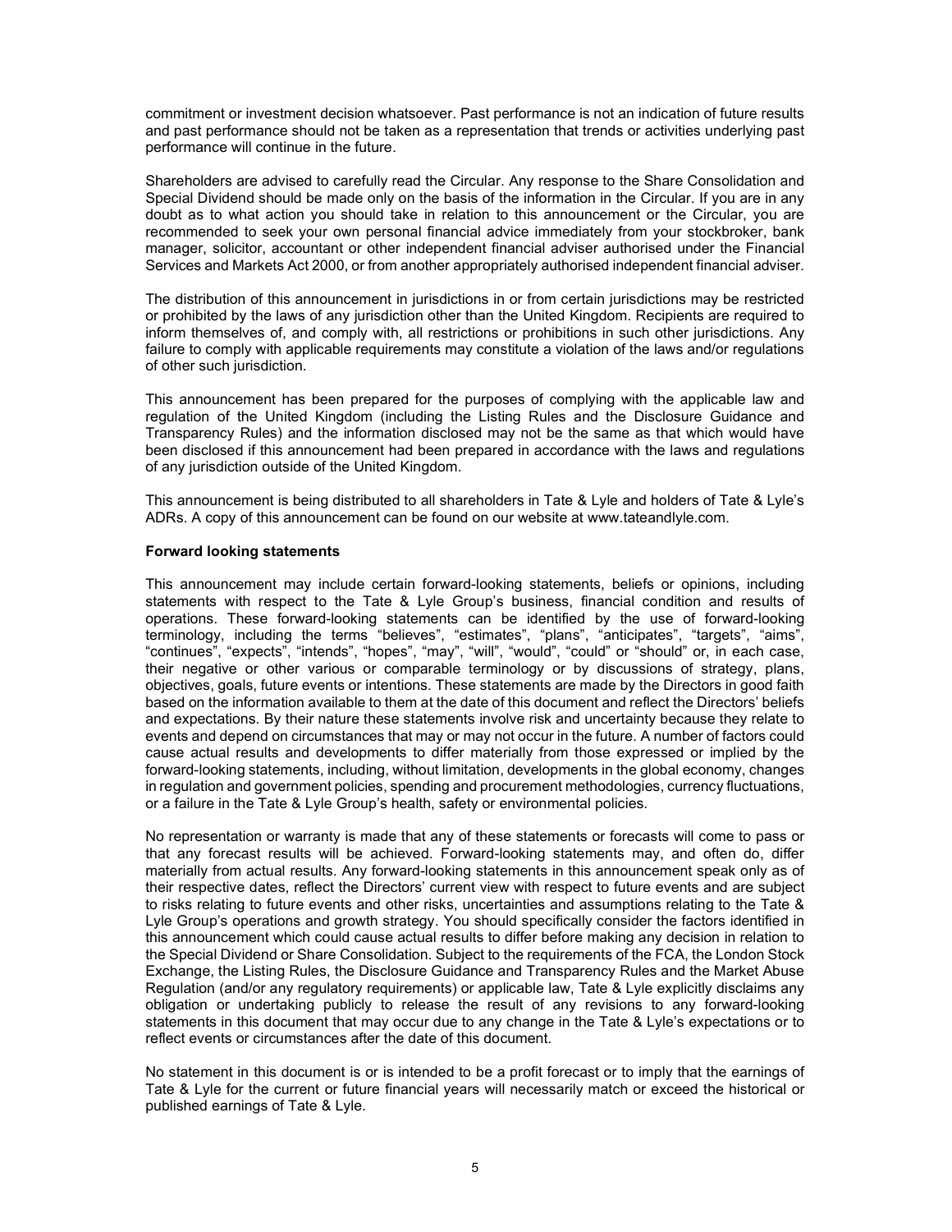commitment or investment decision whatsoever. Past performance is not an indication of future results and past performance should not be taken as a representation that trends or activities underlying past performance will continue in the future.

Shareholders are advised to carefully read the Circular. Any response to the Share Consolidation and Special Dividend should be made only on the basis of the information in the Circular. If you are in any doubt as to what action you should take in relation to this announcement or the Circular, you are recommended to seek your own personal financial advice immediately from your stockbroker, bank manager, solicitor, accountant or other independent financial adviser authorised under the Financial Services and Markets Act 2000, or from another appropriately authorised independent financial adviser.

The distribution of this announcement in jurisdictions in or from certain jurisdictions may be restricted or prohibited by the laws of any jurisdiction other than the United Kingdom. Recipients are required to inform themselves of, and comply with, all restrictions or prohibitions in such other jurisdictions. Any failure to comply with applicable requirements may constitute a violation of the laws and/or regulations of other such jurisdiction.

This announcement has been prepared for the purposes of complying with the applicable law and regulation of the United Kingdom (including the Listing Rules and the Disclosure Guidance and Transparency Rules) and the information disclosed may not be the same as that which would have been disclosed if this announcement had been prepared in accordance with the laws and regulations of any jurisdiction outside of the United Kingdom.

This announcement is being distributed to all shareholders in Tate & Lyle and holders of Tate & Lyle's ADRs. A copy of this announcement can be found on our website at www.tateandlyle.com.

**Forward looking statements**

This announcement may include certain forward-looking statements, beliefs or opinions, including statements with respect to the Tate & Lyle Group's business, financial condition and results of operations. These forward-looking statements can be identified by the use of forward-looking terminology, including the terms "believes", "estimates", "plans", "anticipates", "targets", "aims", "continues", "expects", "intends", "hopes", "may", "will", "would", "could" or "should" or, in each case, their negative or other various or comparable terminology or by discussions of strategy, plans, objectives, goals, future events or intentions. These statements are made by the Directors in good faith based on the information available to them at the date of this document and reflect the Directors' beliefs and expectations. By their nature these statements involve risk and uncertainty because they relate to events and depend on circumstances that may or may not occur in the future. A number of factors could cause actual results and developments to differ materially from those expressed or implied by the forward-looking statements, including, without limitation, developments in the global economy, changes in regulation and government policies, spending and procurement methodologies, currency fluctuations, or a failure in the Tate & Lyle Group's health, safety or environmental policies.

No representation or warranty is made that any of these statements or forecasts will come to pass or that any forecast results will be achieved. Forward-looking statements may, and often do, differ materially from actual results. Any forward-looking statements in this announcement speak only as of their respective dates, reflect the Directors' current view with respect to future events and are subject to risks relating to future events and other risks, uncertainties and assumptions relating to the Tate & Lyle Group's operations and growth strategy. You should specifically consider the factors identified in this announcement which could cause actual results to differ before making any decision in relation to the Special Dividend or Share Consolidation. Subject to the requirements of the FCA, the London Stock Exchange, the Listing Rules, the Disclosure Guidance and Transparency Rules and the Market Abuse Regulation (and/or any regulatory requirements) or applicable law, Tate & Lyle explicitly disclaims any obligation or undertaking publicly to release the result of any revisions to any forward-looking statements in this document that may occur due to any change in the Tate & Lyle's expectations or to reflect events or circumstances after the date of this document.

No statement in this document is or is intended to be a profit forecast or to imply that the earnings of Tate & Lyle for the current or future financial years will necessarily match or exceed the historical or published earnings of Tate & Lyle.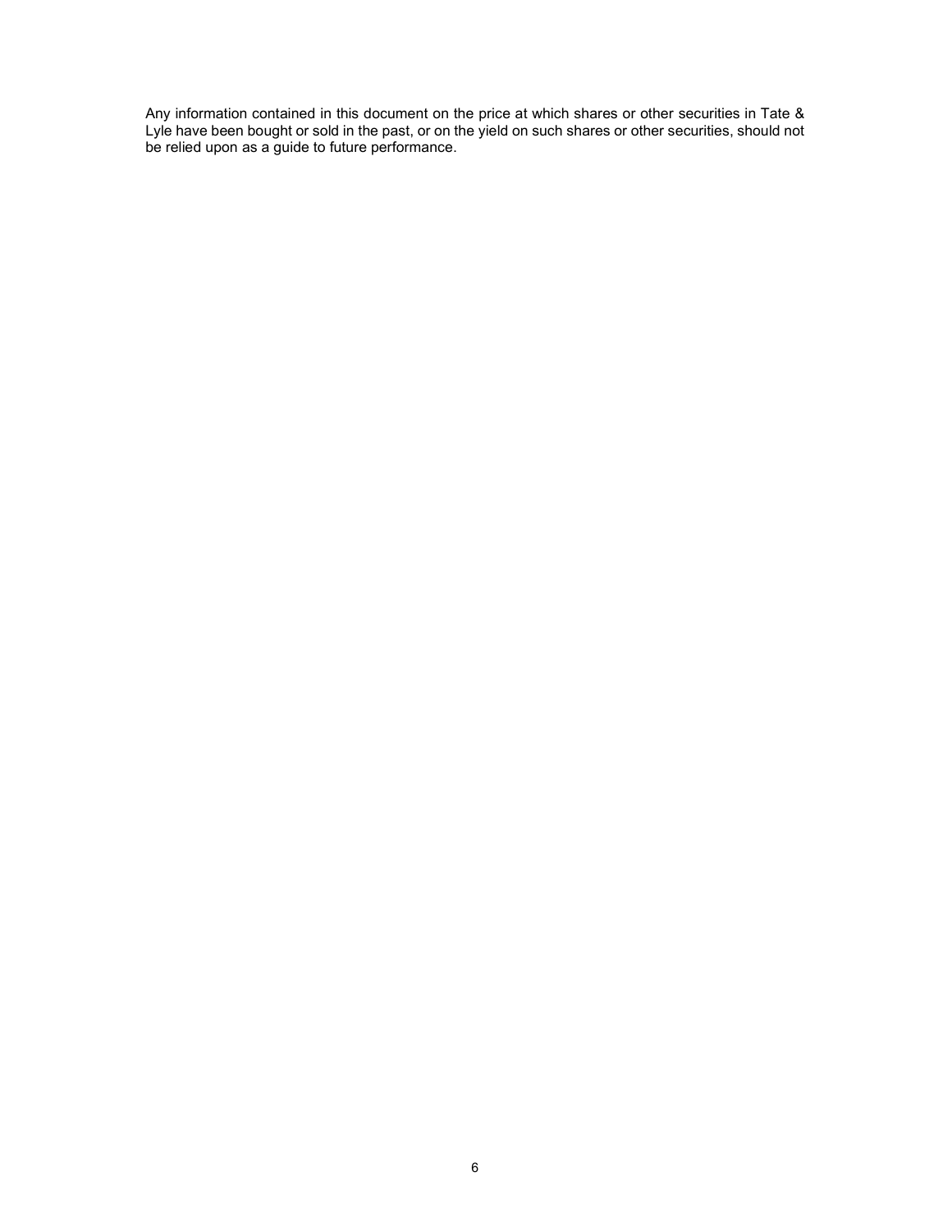Any information contained in this document on the price at which shares or other securities in Tate & Lyle have been bought or sold in the past, or on the yield on such shares or other securities, should not be relied upon as a guide to future performance.